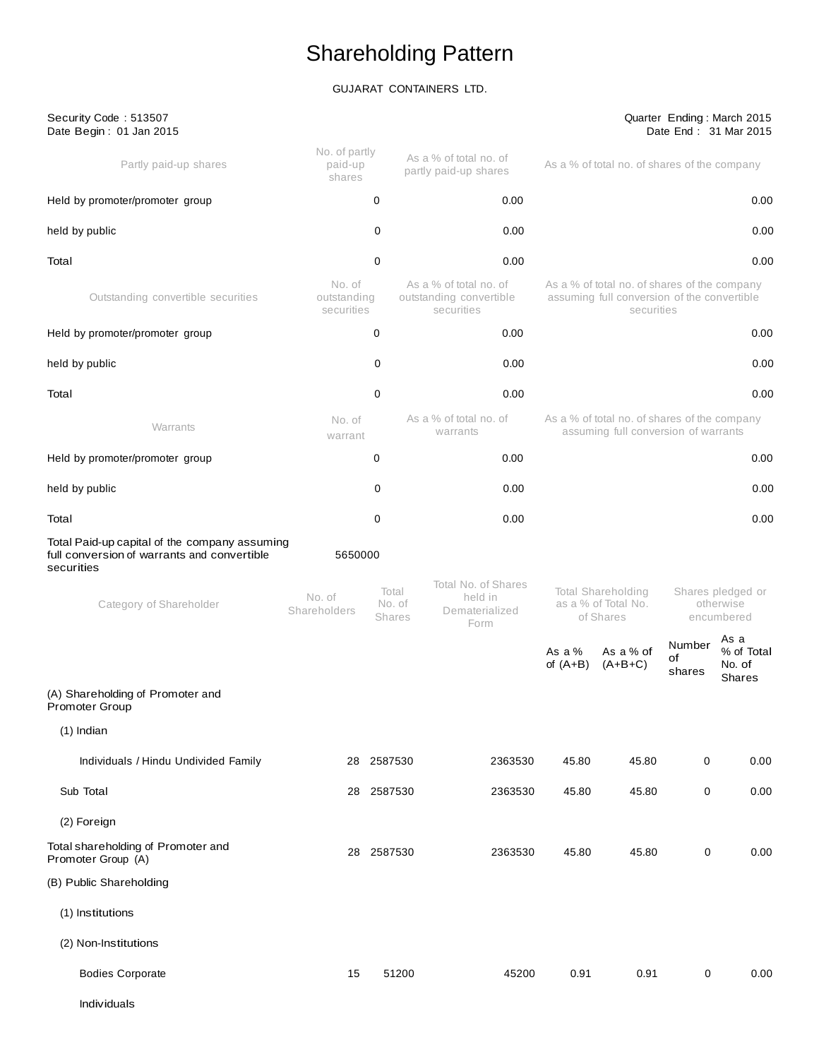# Shareholding Pattern

GUJARAT CONTAINERS LTD.

Security Code : 513507
Date Begin : 01 Jan 2015

Quarter Ending : March 2015
Date End : 31 Mar 2015

| Partly paid-up shares | No. of partly paid-up shares | As a % of total no. of partly paid-up shares | As a % of total no. of shares of the company |
|---|---|---|---|
| Held by promoter/promoter group | 0 | 0.00 | 0.00 |
| held by public | 0 | 0.00 | 0.00 |
| Total | 0 | 0.00 | 0.00 |
| **Outstanding convertible securities** | **No. of outstanding securities** | **As a % of total no. of outstanding convertible securities** | **As a % of total no. of shares of the company assuming full conversion of the convertible securities** |
| Held by promoter/promoter group | 0 | 0.00 | 0.00 |
| held by public | 0 | 0.00 | 0.00 |
| Total | 0 | 0.00 | 0.00 |
| **Warrants** | **No. of warrant** | **As a % of total no. of warrants** | **As a % of total no. of shares of the company assuming full conversion of warrants** |
| Held by promoter/promoter group | 0 | 0.00 | 0.00 |
| held by public | 0 | 0.00 | 0.00 |
| Total | 0 | 0.00 | 0.00 |
| Total Paid-up capital of the company assuming full conversion of warrants and convertible securities | 5650000 | | |

| Category of Shareholder | No. of Shareholders | Total No. of Shares | Total No. of Shares held in Dematerialized Form | Total Shareholding as a % of Total No. of Shares | | Shares pledged or otherwise encumbered | |
|---|---|---|---|---|---|---|---|
| | | | | As a % of (A+B) | As a % of (A+B+C) | Number of shares | As a % of Total No. of Shares |
| (A) Shareholding of Promoter and Promoter Group | | | | | | | |
| (1) Indian | | | | | | | |
| Individuals / Hindu Undivided Family | 28 | 2587530 | 2363530 | 45.80 | 45.80 | 0 | 0.00 |
| Sub Total | 28 | 2587530 | 2363530 | 45.80 | 45.80 | 0 | 0.00 |
| (2) Foreign | | | | | | | |
| Total shareholding of Promoter and Promoter Group (A) | 28 | 2587530 | 2363530 | 45.80 | 45.80 | 0 | 0.00 |
| (B) Public Shareholding | | | | | | | |
| (1) Institutions | | | | | | | |
| (2) Non-Institutions | | | | | | | |
| Bodies Corporate | 15 | 51200 | 45200 | 0.91 | 0.91 | 0 | 0.00 |
| Individuals | | | | | | | |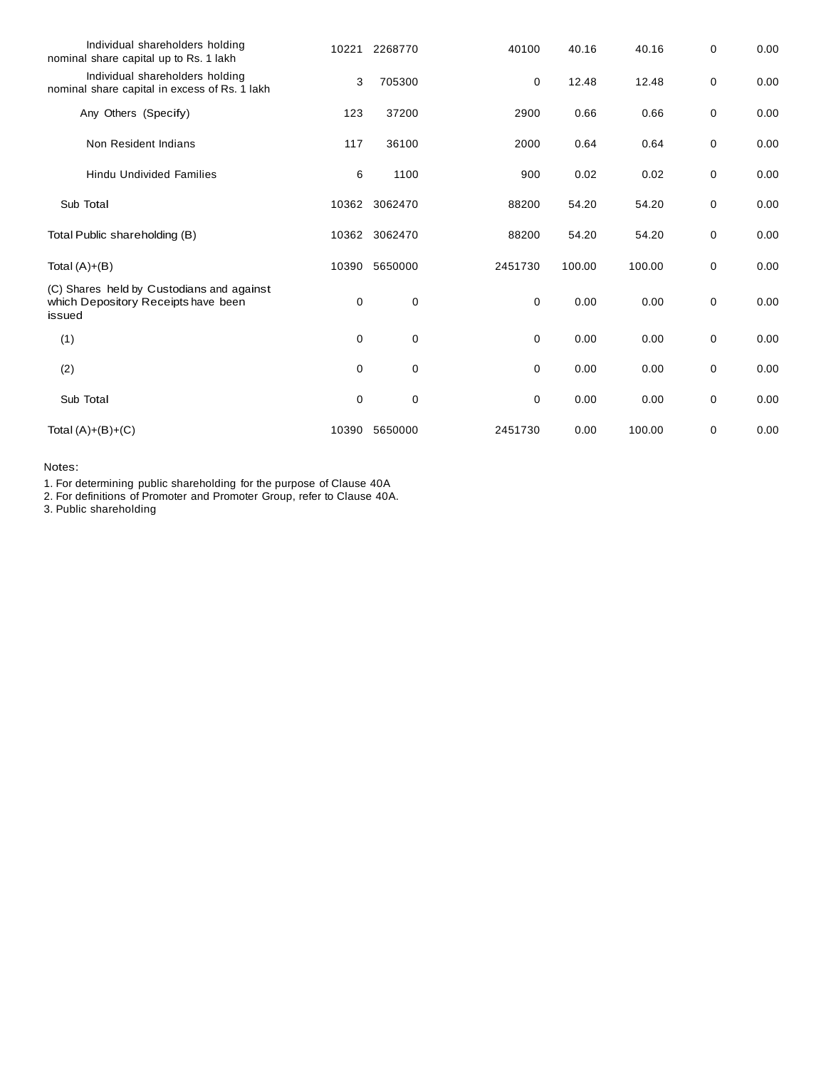| | | | | | | | |
|---|---|---|---|---|---|---|---|
| Individual shareholders holding nominal share capital up to Rs. 1 lakh | 10221 | 2268770 | 40100 | 40.16 | 40.16 | 0 | 0.00 |
| Individual shareholders holding nominal share capital in excess of Rs. 1 lakh | 3 | 705300 | 0 | 12.48 | 12.48 | 0 | 0.00 |
| Any Others (Specify) | 123 | 37200 | 2900 | 0.66 | 0.66 | 0 | 0.00 |
| Non Resident Indians | 117 | 36100 | 2000 | 0.64 | 0.64 | 0 | 0.00 |
| Hindu Undivided Families | 6 | 1100 | 900 | 0.02 | 0.02 | 0 | 0.00 |
| Sub Total | 10362 | 3062470 | 88200 | 54.20 | 54.20 | 0 | 0.00 |
| Total Public shareholding (B) | 10362 | 3062470 | 88200 | 54.20 | 54.20 | 0 | 0.00 |
| Total (A)+(B) | 10390 | 5650000 | 2451730 | 100.00 | 100.00 | 0 | 0.00 |
| (C) Shares held by Custodians and against which Depository Receipts have been issued | 0 | 0 | 0 | 0.00 | 0.00 | 0 | 0.00 |
| (1) | 0 | 0 | 0 | 0.00 | 0.00 | 0 | 0.00 |
| (2) | 0 | 0 | 0 | 0.00 | 0.00 | 0 | 0.00 |
| Sub Total | 0 | 0 | 0 | 0.00 | 0.00 | 0 | 0.00 |
| Total (A)+(B)+(C) | 10390 | 5650000 | 2451730 | 0.00 | 100.00 | 0 | 0.00 |

Notes:

1. For determining public shareholding for the purpose of Clause 40A
2. For definitions of Promoter and Promoter Group, refer to Clause 40A.
3. Public shareholding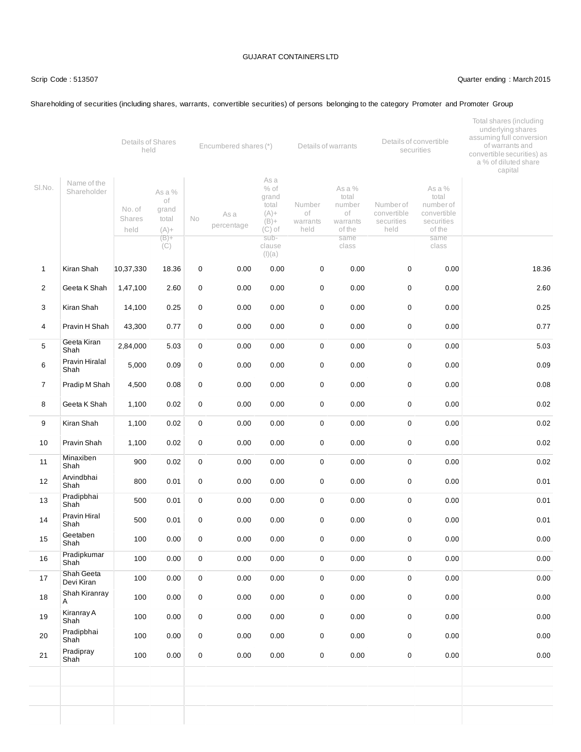GUJARAT CONTAINERS LTD

Scrip Code : 513507

Quarter ending : March 2015

Shareholding of securities (including shares, warrants, convertible securities) of persons belonging to the category Promoter and Promoter Group

| Sl.No. | Name of the Shareholder | Details of Shares held | | Encumbered shares (*) | | | Details of warrants | | Details of convertible securities | | Total shares (including underlying shares assuming full conversion of warrants and convertible securities) as a % of diluted share capital |
|---|---|---|---|---|---|---|---|---|---|---|---|
| | | No. of Shares held | As a % of grand total (A)+ (B)+ (C) | No | As a percentage | As a % of grand total (A)+ (B)+ (C) of sub-clause (I)(a) | Number of warrants held | As a % total number of warrants of the same class | Number of convertible securities held | As a % total number of convertible securities of the same class | |
| 1 | Kiran Shah | 10,37,330 | 18.36 | 0 | 0.00 | 0.00 | 0 | 0.00 | 0 | 0.00 | 18.36 |
| 2 | Geeta K Shah | 1,47,100 | 2.60 | 0 | 0.00 | 0.00 | 0 | 0.00 | 0 | 0.00 | 2.60 |
| 3 | Kiran Shah | 14,100 | 0.25 | 0 | 0.00 | 0.00 | 0 | 0.00 | 0 | 0.00 | 0.25 |
| 4 | Pravin H Shah | 43,300 | 0.77 | 0 | 0.00 | 0.00 | 0 | 0.00 | 0 | 0.00 | 0.77 |
| 5 | Geeta Kiran Shah | 2,84,000 | 5.03 | 0 | 0.00 | 0.00 | 0 | 0.00 | 0 | 0.00 | 5.03 |
| 6 | Pravin Hiralal Shah | 5,000 | 0.09 | 0 | 0.00 | 0.00 | 0 | 0.00 | 0 | 0.00 | 0.09 |
| 7 | Pradip M Shah | 4,500 | 0.08 | 0 | 0.00 | 0.00 | 0 | 0.00 | 0 | 0.00 | 0.08 |
| 8 | Geeta K Shah | 1,100 | 0.02 | 0 | 0.00 | 0.00 | 0 | 0.00 | 0 | 0.00 | 0.02 |
| 9 | Kiran Shah | 1,100 | 0.02 | 0 | 0.00 | 0.00 | 0 | 0.00 | 0 | 0.00 | 0.02 |
| 10 | Pravin Shah | 1,100 | 0.02 | 0 | 0.00 | 0.00 | 0 | 0.00 | 0 | 0.00 | 0.02 |
| 11 | Minaxiben Shah | 900 | 0.02 | 0 | 0.00 | 0.00 | 0 | 0.00 | 0 | 0.00 | 0.02 |
| 12 | Arvindbhai Shah | 800 | 0.01 | 0 | 0.00 | 0.00 | 0 | 0.00 | 0 | 0.00 | 0.01 |
| 13 | Pradipbhai Shah | 500 | 0.01 | 0 | 0.00 | 0.00 | 0 | 0.00 | 0 | 0.00 | 0.01 |
| 14 | Pravin Hiral Shah | 500 | 0.01 | 0 | 0.00 | 0.00 | 0 | 0.00 | 0 | 0.00 | 0.01 |
| 15 | Geetaben Shah | 100 | 0.00 | 0 | 0.00 | 0.00 | 0 | 0.00 | 0 | 0.00 | 0.00 |
| 16 | Pradipkumar Shah | 100 | 0.00 | 0 | 0.00 | 0.00 | 0 | 0.00 | 0 | 0.00 | 0.00 |
| 17 | Shah Geeta Devi Kiran | 100 | 0.00 | 0 | 0.00 | 0.00 | 0 | 0.00 | 0 | 0.00 | 0.00 |
| 18 | Shah Kiranray A | 100 | 0.00 | 0 | 0.00 | 0.00 | 0 | 0.00 | 0 | 0.00 | 0.00 |
| 19 | Kiranray A Shah | 100 | 0.00 | 0 | 0.00 | 0.00 | 0 | 0.00 | 0 | 0.00 | 0.00 |
| 20 | Pradipbhai Shah | 100 | 0.00 | 0 | 0.00 | 0.00 | 0 | 0.00 | 0 | 0.00 | 0.00 |
| 21 | Pradipray Shah | 100 | 0.00 | 0 | 0.00 | 0.00 | 0 | 0.00 | 0 | 0.00 | 0.00 |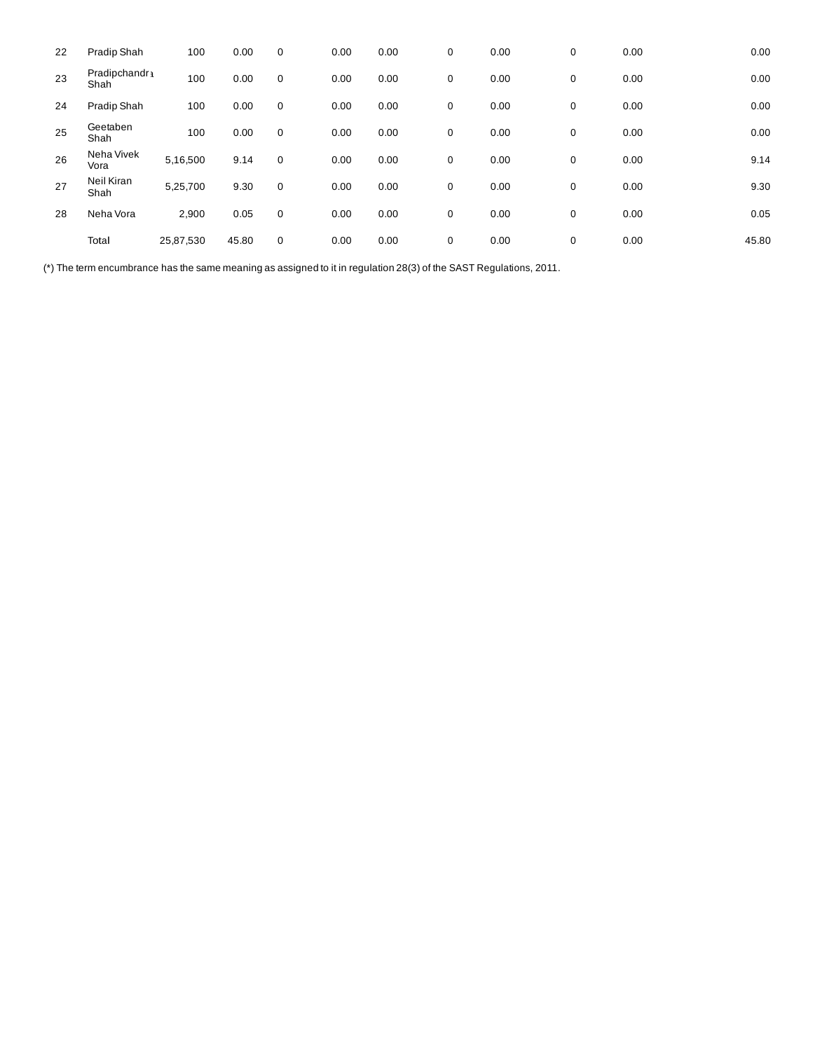| | | | | | | | | | | | |
|---|---|---|---|---|---|---|---|---|---|---|---|
| 22 | Pradip Shah | 100 | 0.00 | 0 | 0.00 | 0.00 | 0 | 0.00 | 0 | 0.00 | 0.00 |
| 23 | Pradipchandra Shah | 100 | 0.00 | 0 | 0.00 | 0.00 | 0 | 0.00 | 0 | 0.00 | 0.00 |
| 24 | Pradip Shah | 100 | 0.00 | 0 | 0.00 | 0.00 | 0 | 0.00 | 0 | 0.00 | 0.00 |
| 25 | Geetaben Shah | 100 | 0.00 | 0 | 0.00 | 0.00 | 0 | 0.00 | 0 | 0.00 | 0.00 |
| 26 | Neha Vivek Vora | 5,16,500 | 9.14 | 0 | 0.00 | 0.00 | 0 | 0.00 | 0 | 0.00 | 9.14 |
| 27 | Neil Kiran Shah | 5,25,700 | 9.30 | 0 | 0.00 | 0.00 | 0 | 0.00 | 0 | 0.00 | 9.30 |
| 28 | Neha Vora | 2,900 | 0.05 | 0 | 0.00 | 0.00 | 0 | 0.00 | 0 | 0.00 | 0.05 |
| | Total | 25,87,530 | 45.80 | 0 | 0.00 | 0.00 | 0 | 0.00 | 0 | 0.00 | 45.80 |

(*) The term encumbrance has the same meaning as assigned to it in regulation 28(3) of the SAST Regulations, 2011.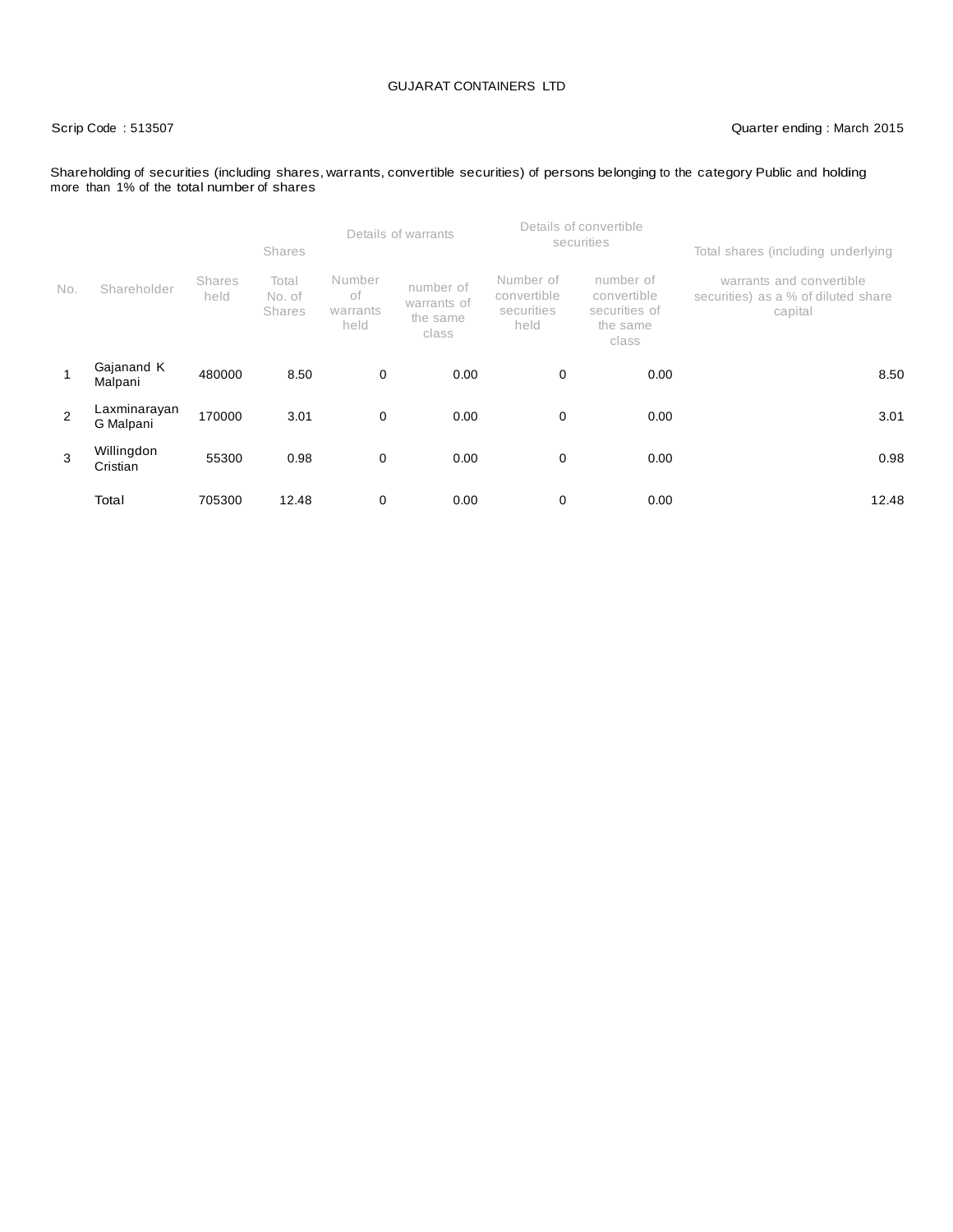GUJARAT CONTAINERS LTD

Scrip Code : 513507

Quarter ending : March 2015

Shareholding of securities (including shares, warrants, convertible securities) of persons belonging to the category Public and holding more than 1% of the total number of shares

| No. | Shareholder | Shares held | Shares | Details of warrants | | Details of convertible securities | | Total shares (including underlying |
|---|---|---|---|---|---|---|---|---|
| | | | Total No. of Shares | Number of warrants held | number of warrants of the same class | Number of convertible securities held | number of convertible securities of the same class | warrants and convertible securities) as a % of diluted share capital |
| 1 | Gajanand K Malpani | 480000 | 8.50 | 0 | 0.00 | 0 | 0.00 | 8.50 |
| 2 | Laxminarayan G Malpani | 170000 | 3.01 | 0 | 0.00 | 0 | 0.00 | 3.01 |
| 3 | Willingdon Cristian | 55300 | 0.98 | 0 | 0.00 | 0 | 0.00 | 0.98 |
| | Total | 705300 | 12.48 | 0 | 0.00 | 0 | 0.00 | 12.48 |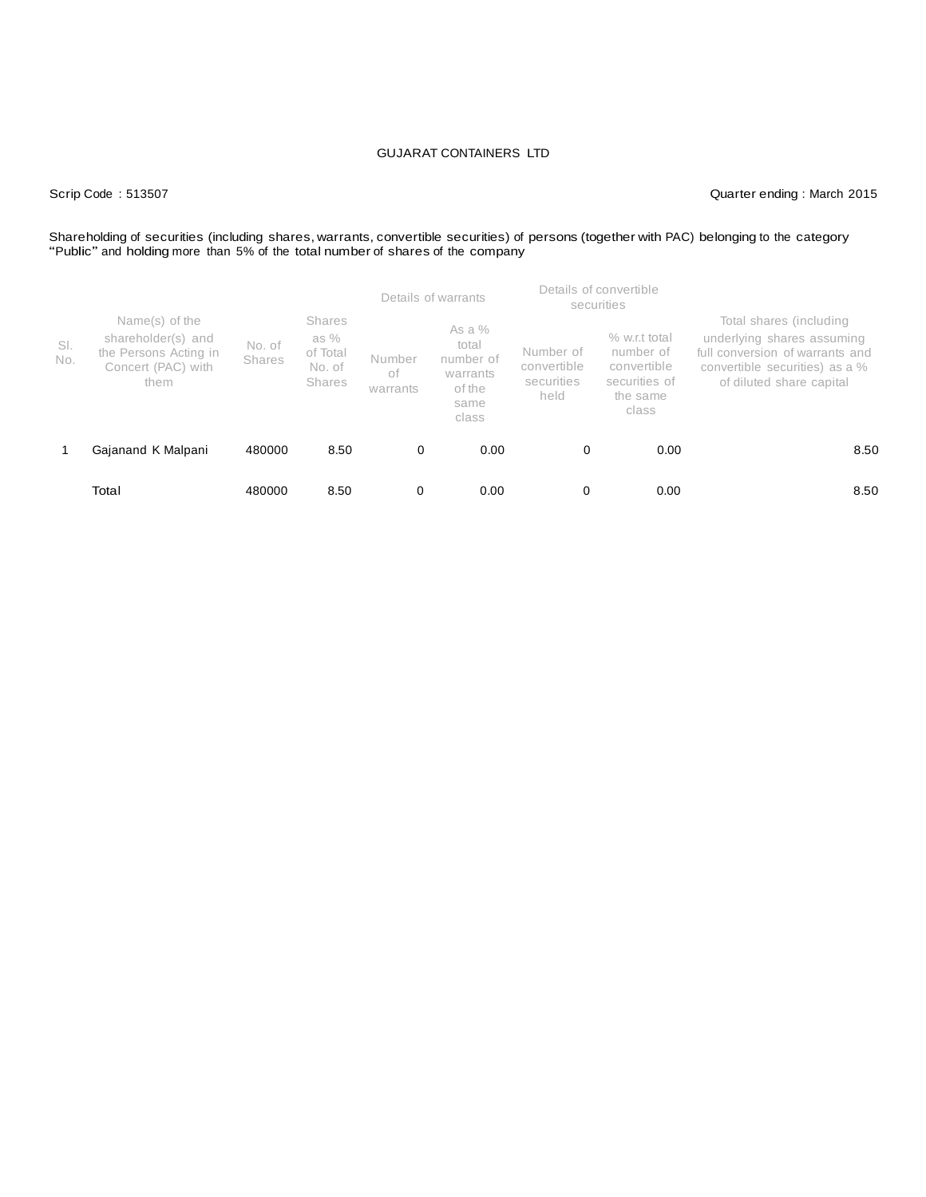GUJARAT CONTAINERS LTD

Scrip Code : 513507

Quarter ending : March 2015

Shareholding of securities (including shares, warrants, convertible securities) of persons (together with PAC) belonging to the category "Public" and holding more than 5% of the total number of shares of the company

| Sl. No. | Name(s) of the shareholder(s) and the Persons Acting in Concert (PAC) with them | No. of Shares | Shares as % of Total No. of Shares | Details of warrants | | Details of convertible securities | | Total shares (including underlying shares assuming full conversion of warrants and convertible securities) as a % of diluted share capital |
|---|---|---|---|---|---|---|---|---|
| | | | | Number of warrants | As a % total number of warrants of the same class | Number of convertible securities held | % w.r.t total number of convertible securities of the same class | |
| 1 | Gajanand K Malpani | 480000 | 8.50 | 0 | 0.00 | 0 | 0.00 | 8.50 |
| | Total | 480000 | 8.50 | 0 | 0.00 | 0 | 0.00 | 8.50 |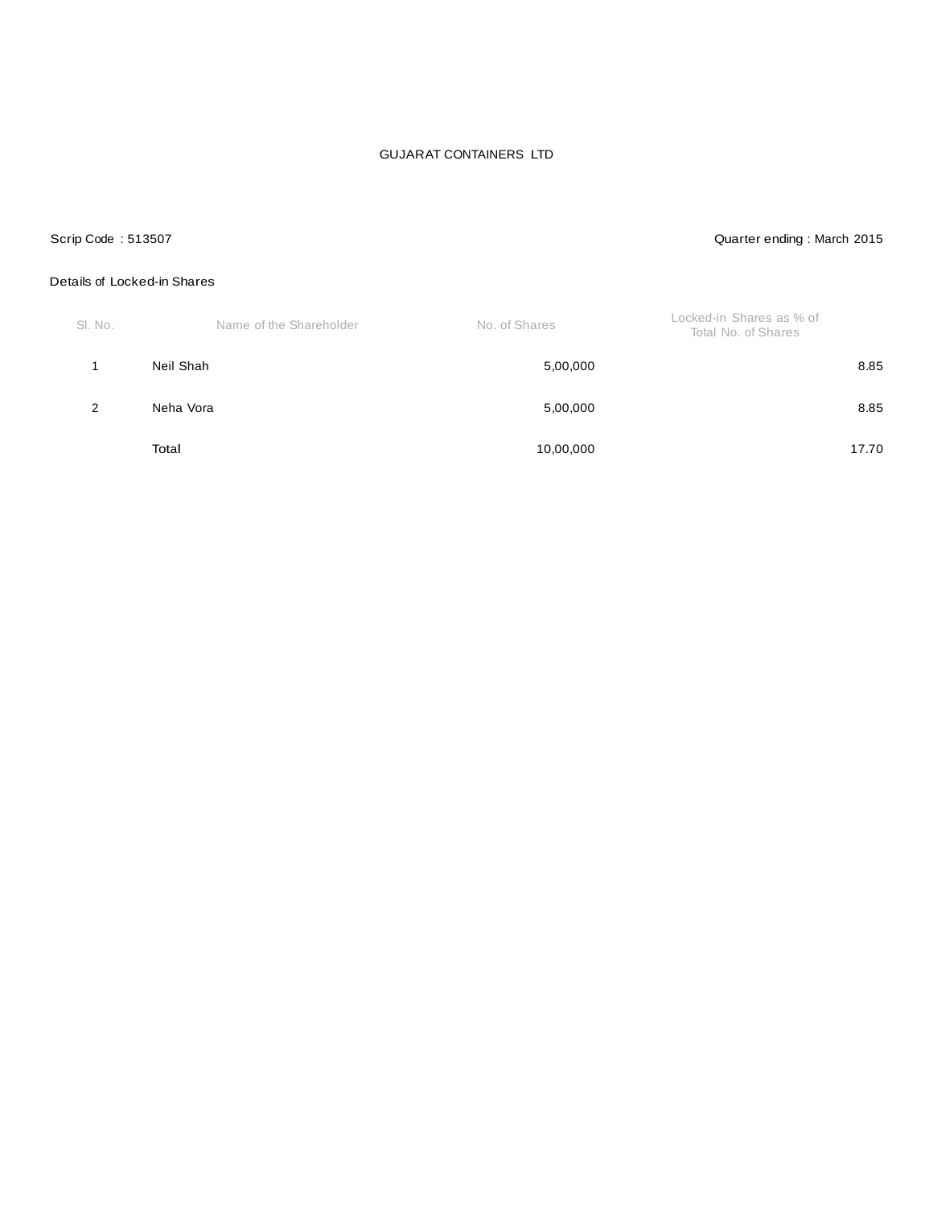GUJARAT CONTAINERS LTD

Scrip Code : 513507

Quarter ending : March 2015

Details of Locked-in Shares

| Sl. No. | Name of the Shareholder | No. of Shares | Locked-in Shares as % of Total No. of Shares |
|---|---|---|---|
| 1 | Neil Shah | 5,00,000 | 8.85 |
| 2 | Neha Vora | 5,00,000 | 8.85 |
| | Total | 10,00,000 | 17.70 |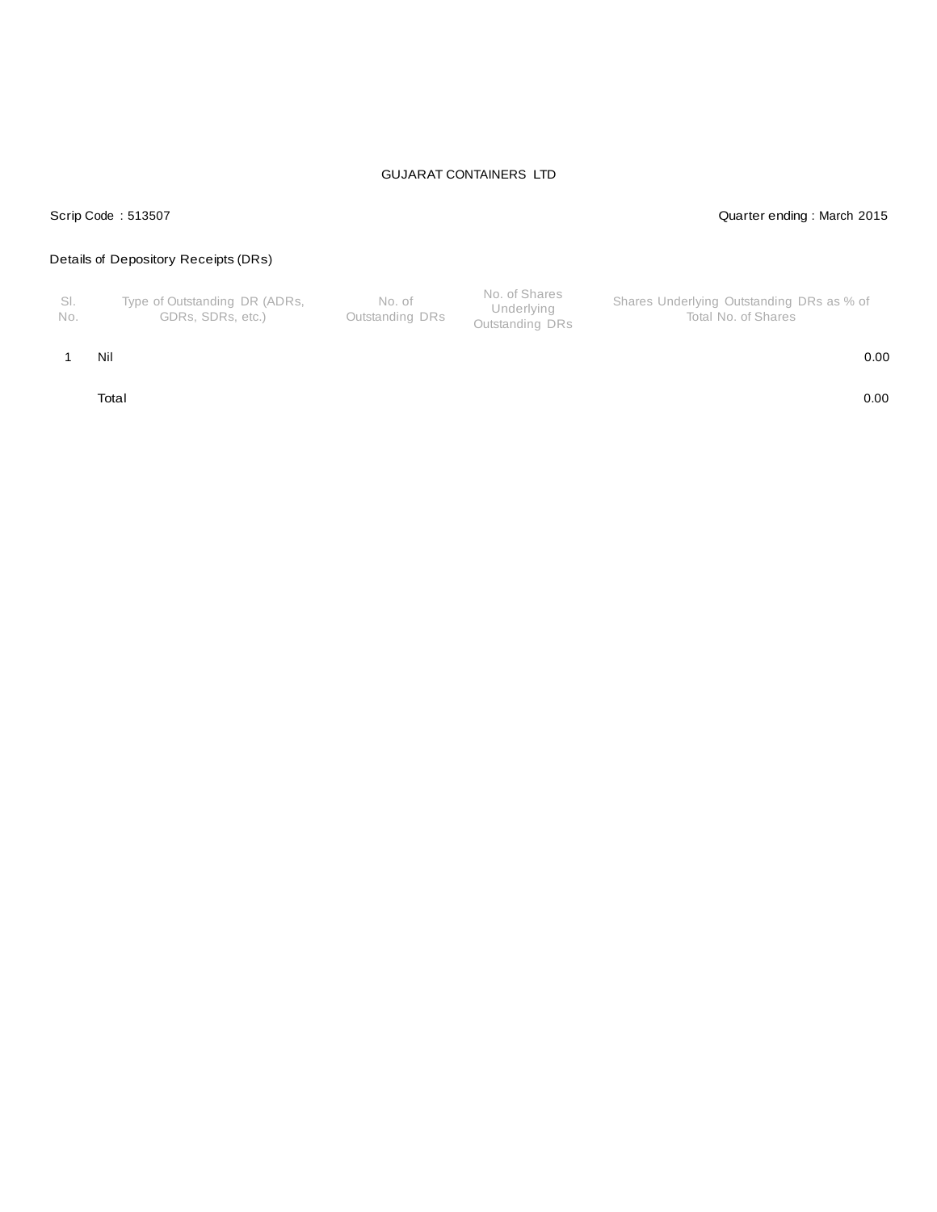GUJARAT CONTAINERS LTD

Scrip Code : 513507

Quarter ending : March 2015

Details of Depository Receipts (DRs)

| Sl. No. | Type of Outstanding DR (ADRs, GDRs, SDRs, etc.) | No. of Outstanding DRs | No. of Shares Underlying Outstanding DRs | Shares Underlying Outstanding DRs as % of Total No. of Shares |
|---|---|---|---|---|
| 1 | Nil | | | 0.00 |
| | Total | | | 0.00 |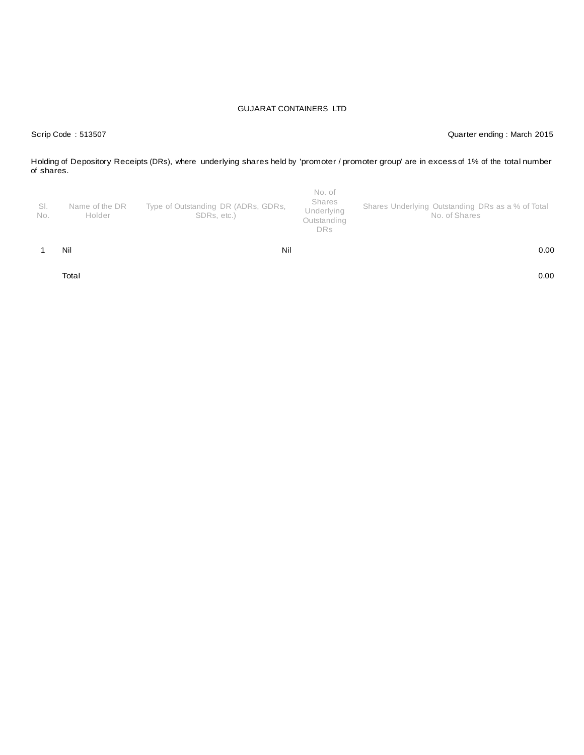GUJARAT CONTAINERS LTD

Scrip Code : 513507

Quarter ending : March 2015

Holding of Depository Receipts (DRs), where underlying shares held by 'promoter / promoter group' are in excess of 1% of the total number of shares.

| Sl. No. | Name of the DR Holder | Type of Outstanding DR (ADRs, GDRs, SDRs, etc.) | No. of Shares Underlying Outstanding DRs | Shares Underlying Outstanding DRs as a % of Total No. of Shares |
|---|---|---|---|---|
| 1 | Nil | Nil | | 0.00 |
| | Total | | | 0.00 |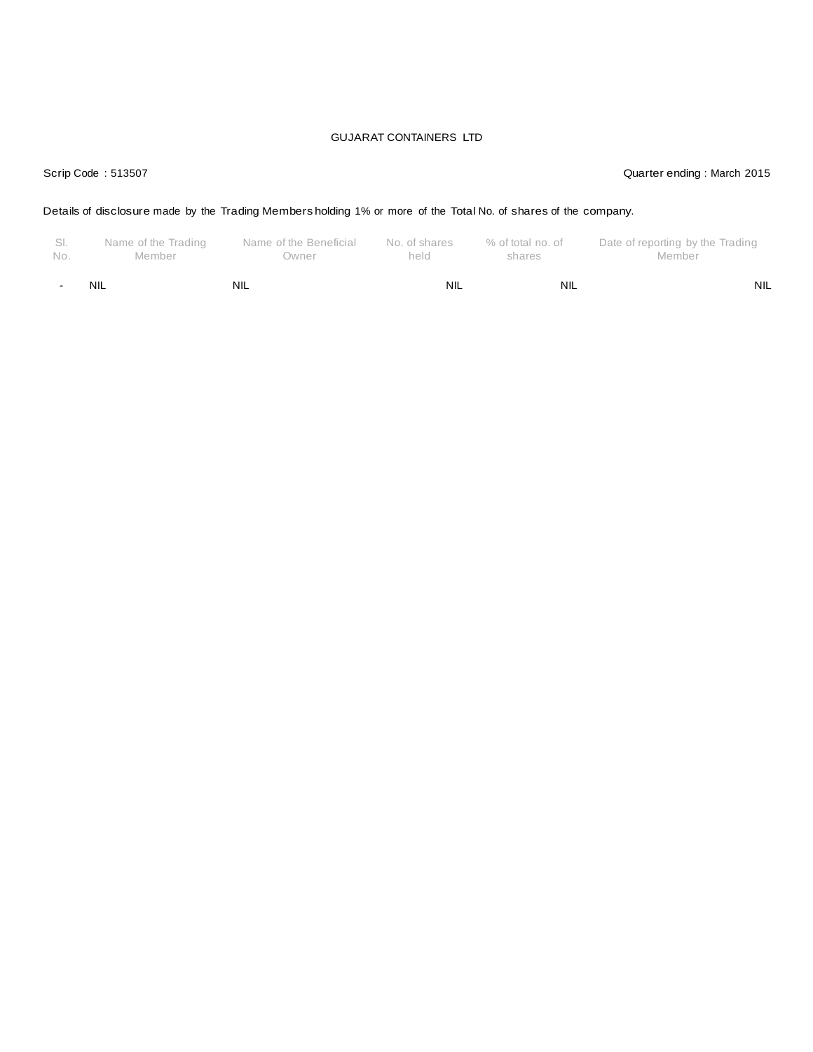GUJARAT CONTAINERS LTD

Scrip Code : 513507

Quarter ending : March 2015

Details of disclosure made by the Trading Members holding 1% or more of the Total No. of shares of the company.

| Sl. No. | Name of the Trading Member | Name of the Beneficial Owner | No. of shares held | % of total no. of shares | Date of reporting by the Trading Member |
|---|---|---|---|---|---|
| - | NIL | NIL | NIL | NIL | NIL |